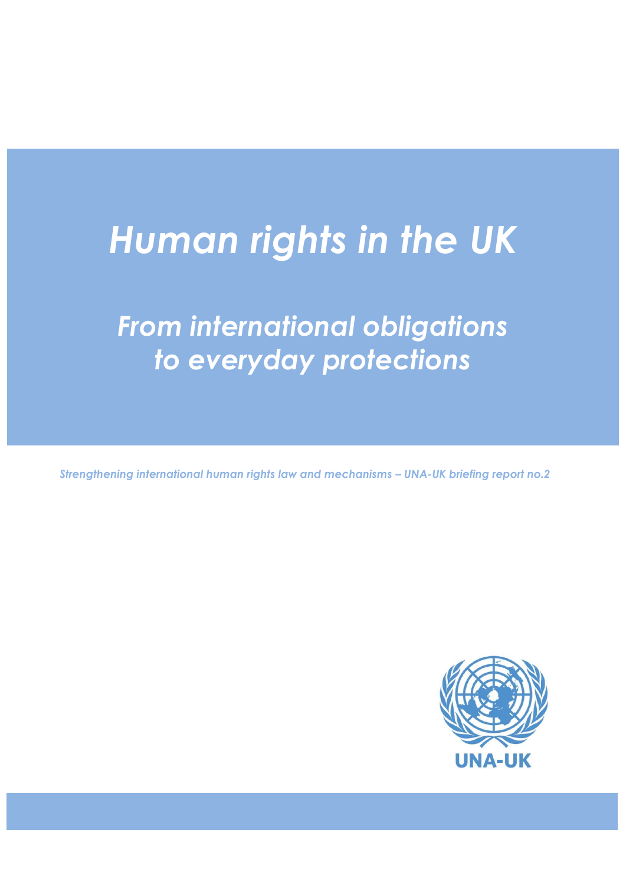# *Human rights in the UK*

## *From international obligations to everyday protections*

*Strengthening international human rights law and mechanisms – UNA-UK briefing report no.2*

UNA-UK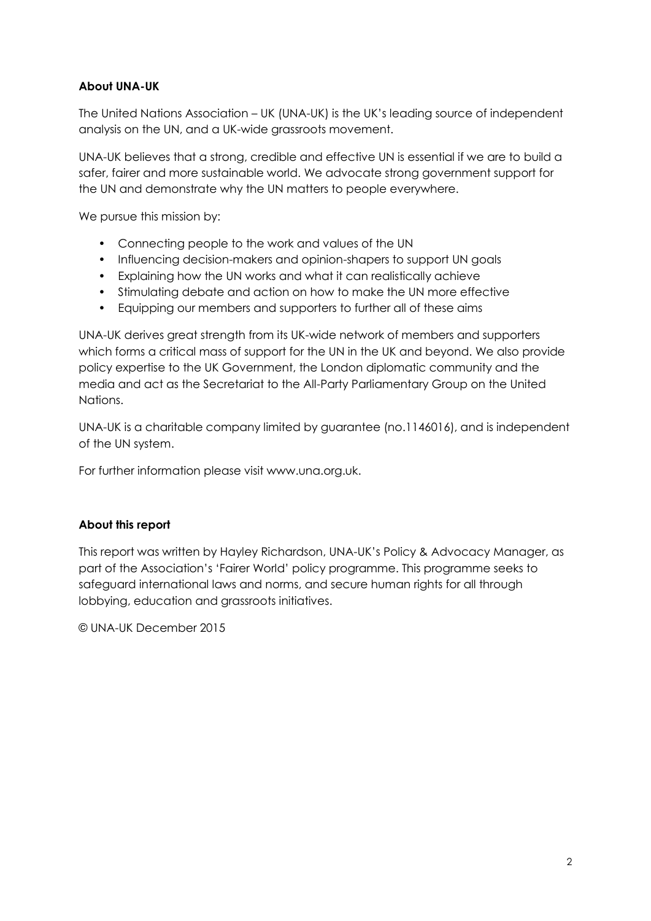**About UNA-UK**

The United Nations Association – UK (UNA-UK) is the UK's leading source of independent analysis on the UN, and a UK-wide grassroots movement.

UNA-UK believes that a strong, credible and effective UN is essential if we are to build a safer, fairer and more sustainable world. We advocate strong government support for the UN and demonstrate why the UN matters to people everywhere.

We pursue this mission by:

- Connecting people to the work and values of the UN
- Influencing decision-makers and opinion-shapers to support UN goals
- Explaining how the UN works and what it can realistically achieve
- Stimulating debate and action on how to make the UN more effective
- Equipping our members and supporters to further all of these aims

UNA-UK derives great strength from its UK-wide network of members and supporters which forms a critical mass of support for the UN in the UK and beyond. We also provide policy expertise to the UK Government, the London diplomatic community and the media and act as the Secretariat to the All-Party Parliamentary Group on the United Nations.

UNA-UK is a charitable company limited by guarantee (no.1146016), and is independent of the UN system.

For further information please visit www.una.org.uk.

**About this report**

This report was written by Hayley Richardson, UNA-UK's Policy & Advocacy Manager, as part of the Association's 'Fairer World' policy programme. This programme seeks to safeguard international laws and norms, and secure human rights for all through lobbying, education and grassroots initiatives.

© UNA-UK December 2015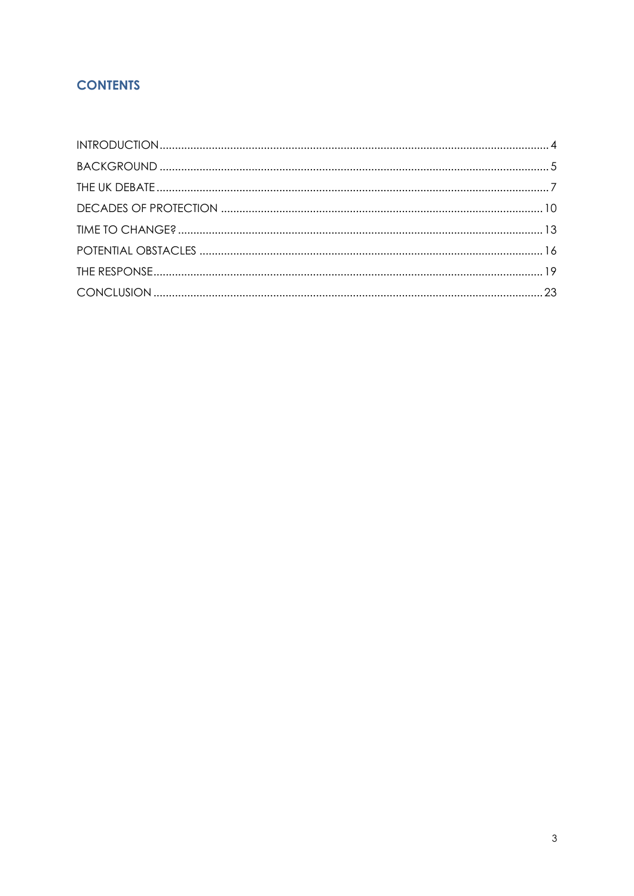## CONTENTS

INTRODUCTION ..... 4
BACKGROUND ..... 5
THE UK DEBATE ..... 7
DECADES OF PROTECTION ..... 10
TIME TO CHANGE? ..... 13
POTENTIAL OBSTACLES ..... 16
THE RESPONSE ..... 19
CONCLUSION ..... 23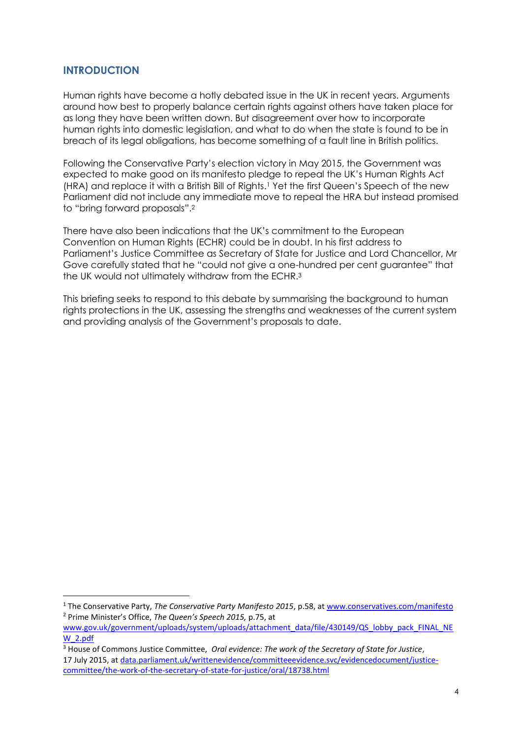## INTRODUCTION

Human rights have become a hotly debated issue in the UK in recent years. Arguments around how best to properly balance certain rights against others have taken place for as long they have been written down. But disagreement over how to incorporate human rights into domestic legislation, and what to do when the state is found to be in breach of its legal obligations, has become something of a fault line in British politics.

Following the Conservative Party's election victory in May 2015, the Government was expected to make good on its manifesto pledge to repeal the UK's Human Rights Act (HRA) and replace it with a British Bill of Rights.[1] Yet the first Queen's Speech of the new Parliament did not include any immediate move to repeal the HRA but instead promised to "bring forward proposals".[2]

There have also been indications that the UK's commitment to the European Convention on Human Rights (ECHR) could be in doubt. In his first address to Parliament's Justice Committee as Secretary of State for Justice and Lord Chancellor, Mr Gove carefully stated that he "could not give a one-hundred per cent guarantee" that the UK would not ultimately withdraw from the ECHR.[3]

This briefing seeks to respond to this debate by summarising the background to human rights protections in the UK, assessing the strengths and weaknesses of the current system and providing analysis of the Government's proposals to date.

---

[1] The Conservative Party, *The Conservative Party Manifesto 2015*, p.58, at www.conservatives.com/manifesto

[2] Prime Minister's Office, *The Queen's Speech 2015,* p.75, at www.gov.uk/government/uploads/system/uploads/attachment_data/file/430149/QS_lobby_pack_FINAL_NEW_2.pdf

[3] House of Commons Justice Committee, *Oral evidence: The work of the Secretary of State for Justice*, 17 July 2015, at data.parliament.uk/writtenevidence/committeeevidence.svc/evidencedocument/justice-committee/the-work-of-the-secretary-of-state-for-justice/oral/18738.html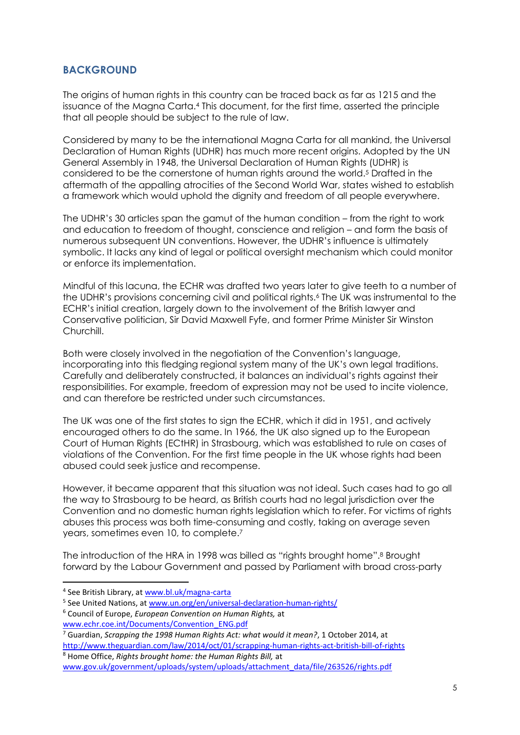## BACKGROUND

The origins of human rights in this country can be traced back as far as 1215 and the issuance of the Magna Carta.[4] This document, for the first time, asserted the principle that all people should be subject to the rule of law.

Considered by many to be the international Magna Carta for all mankind, the Universal Declaration of Human Rights (UDHR) has much more recent origins. Adopted by the UN General Assembly in 1948, the Universal Declaration of Human Rights (UDHR) is considered to be the cornerstone of human rights around the world.[5] Drafted in the aftermath of the appalling atrocities of the Second World War, states wished to establish a framework which would uphold the dignity and freedom of all people everywhere.

The UDHR's 30 articles span the gamut of the human condition – from the right to work and education to freedom of thought, conscience and religion – and form the basis of numerous subsequent UN conventions. However, the UDHR's influence is ultimately symbolic. It lacks any kind of legal or political oversight mechanism which could monitor or enforce its implementation.

Mindful of this lacuna, the ECHR was drafted two years later to give teeth to a number of the UDHR's provisions concerning civil and political rights.[6] The UK was instrumental to the ECHR's initial creation, largely down to the involvement of the British lawyer and Conservative politician, Sir David Maxwell Fyfe, and former Prime Minister Sir Winston Churchill.

Both were closely involved in the negotiation of the Convention's language, incorporating into this fledging regional system many of the UK's own legal traditions. Carefully and deliberately constructed, it balances an individual's rights against their responsibilities. For example, freedom of expression may not be used to incite violence, and can therefore be restricted under such circumstances.

The UK was one of the first states to sign the ECHR, which it did in 1951, and actively encouraged others to do the same. In 1966, the UK also signed up to the European Court of Human Rights (ECtHR) in Strasbourg, which was established to rule on cases of violations of the Convention. For the first time people in the UK whose rights had been abused could seek justice and recompense.

However, it became apparent that this situation was not ideal. Such cases had to go all the way to Strasbourg to be heard, as British courts had no legal jurisdiction over the Convention and no domestic human rights legislation which to refer. For victims of rights abuses this process was both time-consuming and costly, taking on average seven years, sometimes even 10, to complete.[7]

The introduction of the HRA in 1998 was billed as "rights brought home".[8] Brought forward by the Labour Government and passed by Parliament with broad cross-party

---

[4] See British Library, at www.bl.uk/magna-carta

[5] See United Nations, at www.un.org/en/universal-declaration-human-rights/

[6] Council of Europe, *European Convention on Human Rights,* at www.echr.coe.int/Documents/Convention_ENG.pdf

[7] Guardian, *Scrapping the 1998 Human Rights Act: what would it mean?*, 1 October 2014, at http://www.theguardian.com/law/2014/oct/01/scrapping-human-rights-act-british-bill-of-rights

[8] Home Office, *Rights brought home: the Human Rights Bill,* at www.gov.uk/government/uploads/system/uploads/attachment_data/file/263526/rights.pdf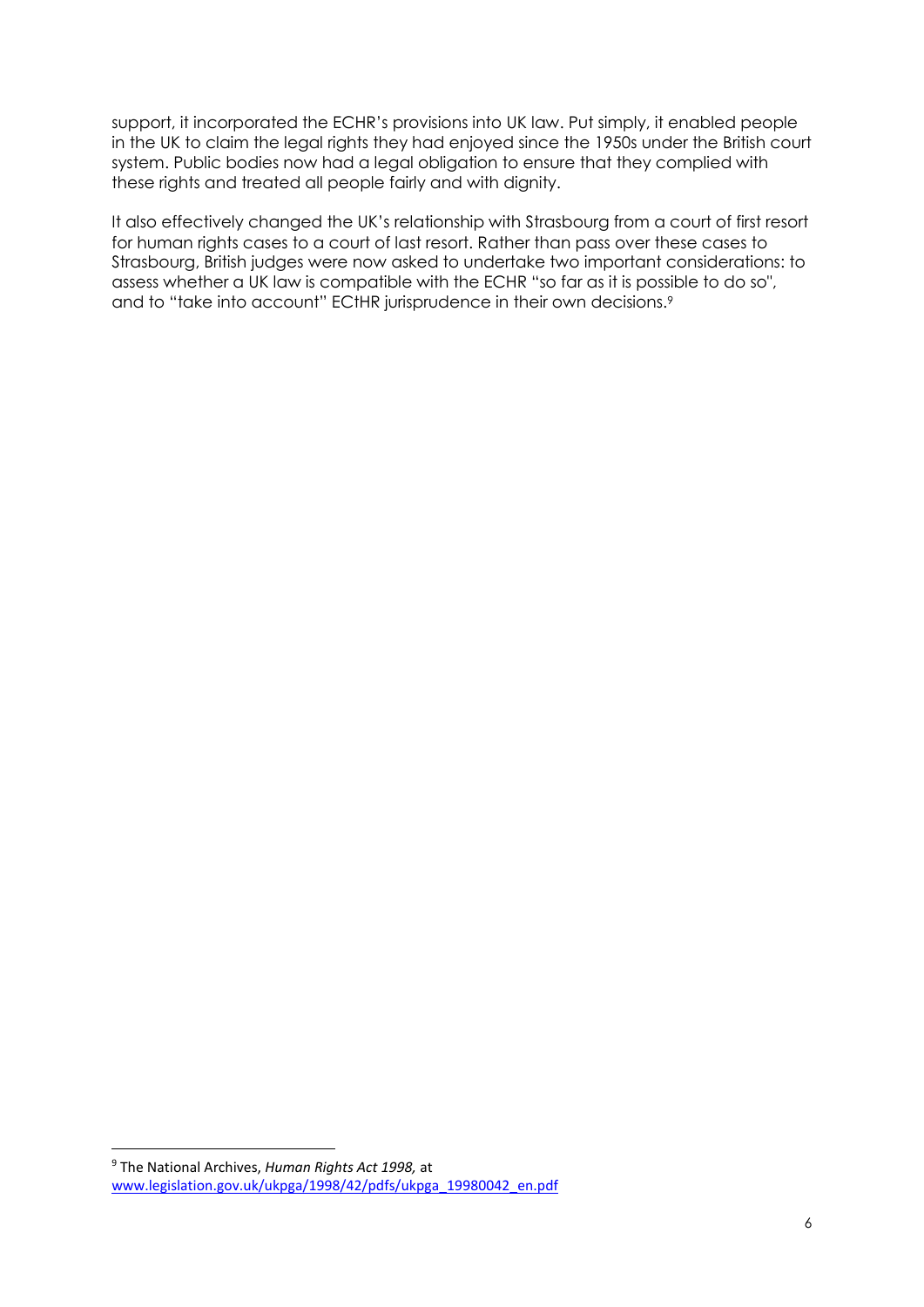support, it incorporated the ECHR's provisions into UK law. Put simply, it enabled people in the UK to claim the legal rights they had enjoyed since the 1950s under the British court system. Public bodies now had a legal obligation to ensure that they complied with these rights and treated all people fairly and with dignity.

It also effectively changed the UK's relationship with Strasbourg from a court of first resort for human rights cases to a court of last resort. Rather than pass over these cases to Strasbourg, British judges were now asked to undertake two important considerations: to assess whether a UK law is compatible with the ECHR "so far as it is possible to do so", and to "take into account" ECtHR jurisprudence in their own decisions.[9]

---

[9] The National Archives, *Human Rights Act 1998,* at www.legislation.gov.uk/ukpga/1998/42/pdfs/ukpga_19980042_en.pdf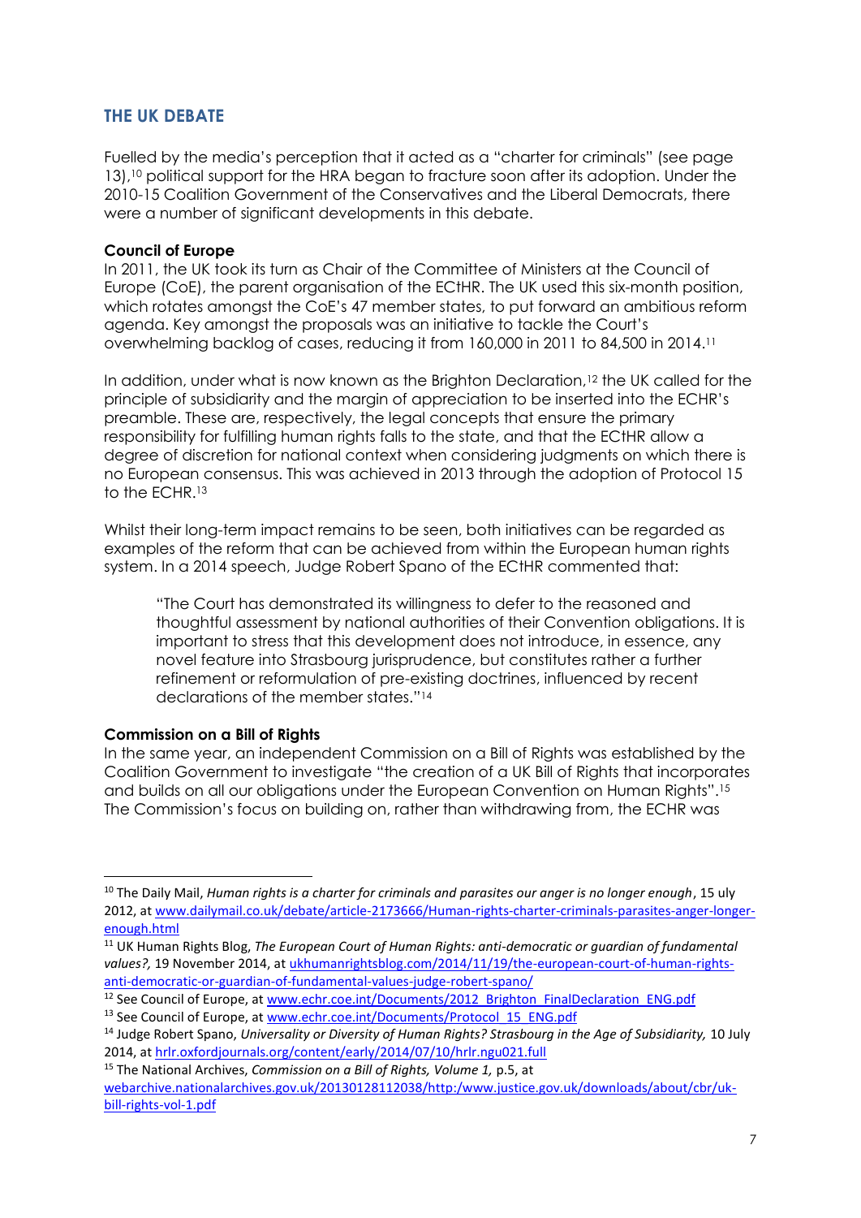## THE UK DEBATE

Fuelled by the media's perception that it acted as a "charter for criminals" (see page 13),[10] political support for the HRA began to fracture soon after its adoption. Under the 2010-15 Coalition Government of the Conservatives and the Liberal Democrats, there were a number of significant developments in this debate.

**Council of Europe**
In 2011, the UK took its turn as Chair of the Committee of Ministers at the Council of Europe (CoE), the parent organisation of the ECtHR. The UK used this six-month position, which rotates amongst the CoE's 47 member states, to put forward an ambitious reform agenda. Key amongst the proposals was an initiative to tackle the Court's overwhelming backlog of cases, reducing it from 160,000 in 2011 to 84,500 in 2014.[11]

In addition, under what is now known as the Brighton Declaration,[12] the UK called for the principle of subsidiarity and the margin of appreciation to be inserted into the ECHR's preamble. These are, respectively, the legal concepts that ensure the primary responsibility for fulfilling human rights falls to the state, and that the ECtHR allow a degree of discretion for national context when considering judgments on which there is no European consensus. This was achieved in 2013 through the adoption of Protocol 15 to the ECHR.[13]

Whilst their long-term impact remains to be seen, both initiatives can be regarded as examples of the reform that can be achieved from within the European human rights system. In a 2014 speech, Judge Robert Spano of the ECtHR commented that:

> "The Court has demonstrated its willingness to defer to the reasoned and thoughtful assessment by national authorities of their Convention obligations. It is important to stress that this development does not introduce, in essence, any novel feature into Strasbourg jurisprudence, but constitutes rather a further refinement or reformulation of pre-existing doctrines, influenced by recent declarations of the member states."[14]

**Commission on a Bill of Rights**
In the same year, an independent Commission on a Bill of Rights was established by the Coalition Government to investigate "the creation of a UK Bill of Rights that incorporates and builds on all our obligations under the European Convention on Human Rights".[15] The Commission's focus on building on, rather than withdrawing from, the ECHR was

---

[10] The Daily Mail, *Human rights is a charter for criminals and parasites our anger is no longer enough*, 15 uly 2012, at www.dailymail.co.uk/debate/article-2173666/Human-rights-charter-criminals-parasites-anger-longer-enough.html

[11] UK Human Rights Blog, *The European Court of Human Rights: anti-democratic or guardian of fundamental values?,* 19 November 2014, at ukhumanrightsblog.com/2014/11/19/the-european-court-of-human-rights-anti-democratic-or-guardian-of-fundamental-values-judge-robert-spano/

[12] See Council of Europe, at www.echr.coe.int/Documents/2012_Brighton_FinalDeclaration_ENG.pdf

[13] See Council of Europe, at www.echr.coe.int/Documents/Protocol_15_ENG.pdf

[14] Judge Robert Spano, *Universality or Diversity of Human Rights? Strasbourg in the Age of Subsidiarity,* 10 July 2014, at hrlr.oxfordjournals.org/content/early/2014/07/10/hrlr.ngu021.full

[15] The National Archives, *Commission on a Bill of Rights, Volume 1,* p.5, at webarchive.nationalarchives.gov.uk/20130128112038/http:/www.justice.gov.uk/downloads/about/cbr/uk-bill-rights-vol-1.pdf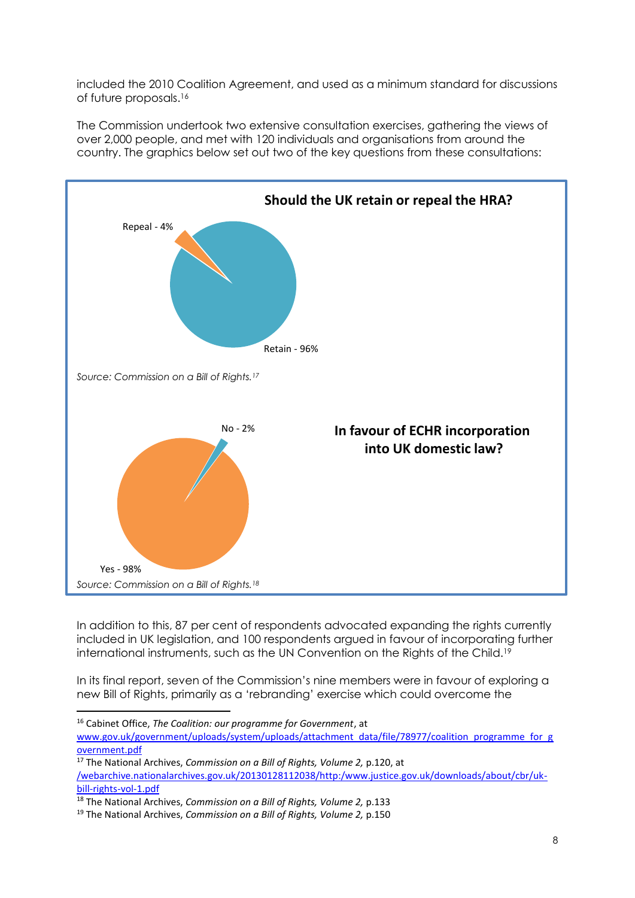included the 2010 Coalition Agreement, and used as a minimum standard for discussions of future proposals.[16]

The Commission undertook two extensive consultation exercises, gathering the views of over 2,000 people, and met with 120 individuals and organisations from around the country. The graphics below set out two of the key questions from these consultations:

**Should the UK retain or repeal the HRA?**

Repeal - 4%

Retain - 96%

*Source: Commission on a Bill of Rights.*[17]

**In favour of ECHR incorporation into UK domestic law?**

No - 2%

Yes - 98%

*Source: Commission on a Bill of Rights.*[18]

In addition to this, 87 per cent of respondents advocated expanding the rights currently included in UK legislation, and 100 respondents argued in favour of incorporating further international instruments, such as the UN Convention on the Rights of the Child.[19]

In its final report, seven of the Commission's nine members were in favour of exploring a new Bill of Rights, primarily as a 'rebranding' exercise which could overcome the

---

[16] Cabinet Office, *The Coalition: our programme for Government*, at www.gov.uk/government/uploads/system/uploads/attachment_data/file/78977/coalition_programme_for_government.pdf

[17] The National Archives, *Commission on a Bill of Rights, Volume 2,* p.120, at /webarchive.nationalarchives.gov.uk/20130128112038/http:/www.justice.gov.uk/downloads/about/cbr/uk-bill-rights-vol-1.pdf

[18] The National Archives, *Commission on a Bill of Rights, Volume 2,* p.133

[19] The National Archives, *Commission on a Bill of Rights, Volume 2,* p.150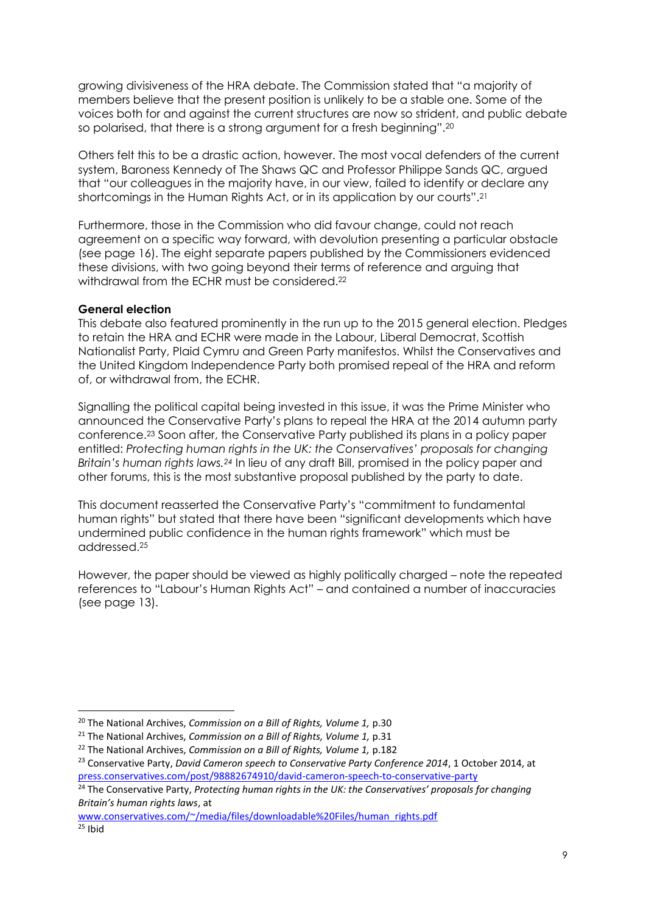growing divisiveness of the HRA debate. The Commission stated that "a majority of members believe that the present position is unlikely to be a stable one. Some of the voices both for and against the current structures are now so strident, and public debate so polarised, that there is a strong argument for a fresh beginning".[20]

Others felt this to be a drastic action, however. The most vocal defenders of the current system, Baroness Kennedy of The Shaws QC and Professor Philippe Sands QC, argued that "our colleagues in the majority have, in our view, failed to identify or declare any shortcomings in the Human Rights Act, or in its application by our courts".[21]

Furthermore, those in the Commission who did favour change, could not reach agreement on a specific way forward, with devolution presenting a particular obstacle (see page 16). The eight separate papers published by the Commissioners evidenced these divisions, with two going beyond their terms of reference and arguing that withdrawal from the ECHR must be considered.[22]

**General election**

This debate also featured prominently in the run up to the 2015 general election. Pledges to retain the HRA and ECHR were made in the Labour, Liberal Democrat, Scottish Nationalist Party, Plaid Cymru and Green Party manifestos. Whilst the Conservatives and the United Kingdom Independence Party both promised repeal of the HRA and reform of, or withdrawal from, the ECHR.

Signalling the political capital being invested in this issue, it was the Prime Minister who announced the Conservative Party's plans to repeal the HRA at the 2014 autumn party conference.[23] Soon after, the Conservative Party published its plans in a policy paper entitled: *Protecting human rights in the UK: the Conservatives' proposals for changing Britain's human rights laws.*[24] In lieu of any draft Bill, promised in the policy paper and other forums, this is the most substantive proposal published by the party to date.

This document reasserted the Conservative Party's "commitment to fundamental human rights" but stated that there have been "significant developments which have undermined public confidence in the human rights framework" which must be addressed.[25]

However, the paper should be viewed as highly politically charged – note the repeated references to "Labour's Human Rights Act" – and contained a number of inaccuracies (see page 13).

---

[20] The National Archives, *Commission on a Bill of Rights, Volume 1,* p.30

[21] The National Archives, *Commission on a Bill of Rights, Volume 1,* p.31

[22] The National Archives, *Commission on a Bill of Rights, Volume 1,* p.182

[23] Conservative Party, *David Cameron speech to Conservative Party Conference 2014*, 1 October 2014, at press.conservatives.com/post/98882674910/david-cameron-speech-to-conservative-party

[24] The Conservative Party, *Protecting human rights in the UK: the Conservatives' proposals for changing Britain's human rights laws*, at www.conservatives.com/~/media/files/downloadable%20Files/human_rights.pdf

[25] Ibid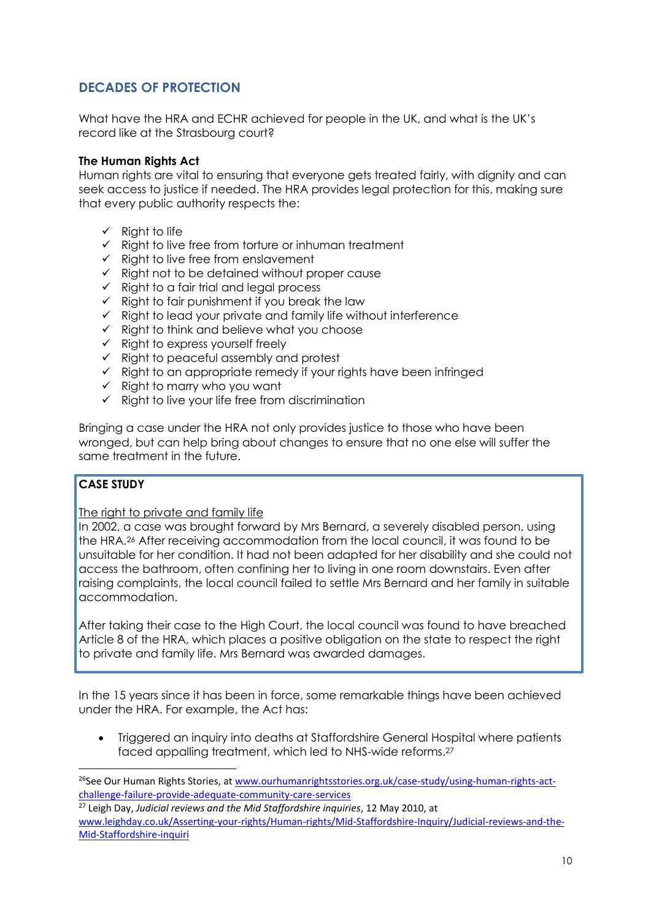## DECADES OF PROTECTION

What have the HRA and ECHR achieved for people in the UK, and what is the UK's record like at the Strasbourg court?

**The Human Rights Act**

Human rights are vital to ensuring that everyone gets treated fairly, with dignity and can seek access to justice if needed. The HRA provides legal protection for this, making sure that every public authority respects the:

- ✓ Right to life
- ✓ Right to live free from torture or inhuman treatment
- ✓ Right to live free from enslavement
- ✓ Right not to be detained without proper cause
- ✓ Right to a fair trial and legal process
- ✓ Right to fair punishment if you break the law
- ✓ Right to lead your private and family life without interference
- ✓ Right to think and believe what you choose
- ✓ Right to express yourself freely
- ✓ Right to peaceful assembly and protest
- ✓ Right to an appropriate remedy if your rights have been infringed
- ✓ Right to marry who you want
- ✓ Right to live your life free from discrimination

Bringing a case under the HRA not only provides justice to those who have been wronged, but can help bring about changes to ensure that no one else will suffer the same treatment in the future.

> **CASE STUDY**
>
> The right to private and family life
>
> In 2002, a case was brought forward by Mrs Bernard, a severely disabled person, using the HRA.[26] After receiving accommodation from the local council, it was found to be unsuitable for her condition. It had not been adapted for her disability and she could not access the bathroom, often confining her to living in one room downstairs. Even after raising complaints, the local council failed to settle Mrs Bernard and her family in suitable accommodation.
>
> After taking their case to the High Court, the local council was found to have breached Article 8 of the HRA, which places a positive obligation on the state to respect the right to private and family life. Mrs Bernard was awarded damages.

In the 15 years since it has been in force, some remarkable things have been achieved under the HRA. For example, the Act has:

- Triggered an inquiry into deaths at Staffordshire General Hospital where patients faced appalling treatment, which led to NHS-wide reforms.[27]

---

[26] See Our Human Rights Stories, at www.ourhumanrightsstories.org.uk/case-study/using-human-rights-act-challenge-failure-provide-adequate-community-care-services

[27] Leigh Day, *Judicial reviews and the Mid Staffordshire inquiries*, 12 May 2010, at www.leighday.co.uk/Asserting-your-rights/Human-rights/Mid-Staffordshire-Inquiry/Judicial-reviews-and-the-Mid-Staffordshire-inquiri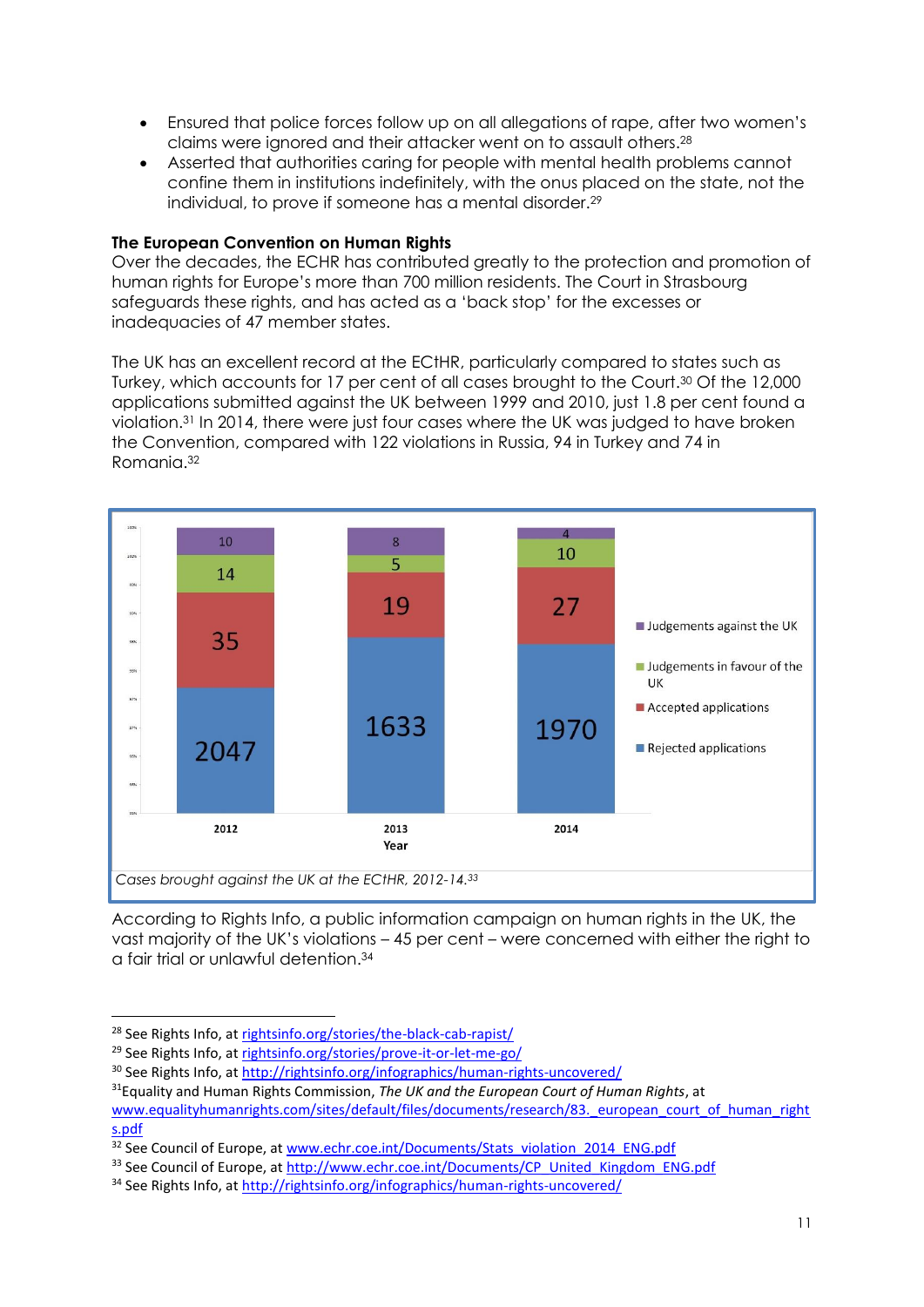- Ensured that police forces follow up on all allegations of rape, after two women's claims were ignored and their attacker went on to assault others.[28]
- Asserted that authorities caring for people with mental health problems cannot confine them in institutions indefinitely, with the onus placed on the state, not the individual, to prove if someone has a mental disorder.[29]

**The European Convention on Human Rights**
Over the decades, the ECHR has contributed greatly to the protection and promotion of human rights for Europe's more than 700 million residents. The Court in Strasbourg safeguards these rights, and has acted as a 'back stop' for the excesses or inadequacies of 47 member states.

The UK has an excellent record at the ECtHR, particularly compared to states such as Turkey, which accounts for 17 per cent of all cases brought to the Court.[30] Of the 12,000 applications submitted against the UK between 1999 and 2010, just 1.8 per cent found a violation.[31] In 2014, there were just four cases where the UK was judged to have broken the Convention, compared with 122 violations in Russia, 94 in Turkey and 74 in Romania.[32]

| Year | Rejected applications | Accepted applications | Judgements in favour of the UK | Judgements against the UK |
|---|---|---|---|---|
| 2012 | 2047 | 35 | 14 | 10 |
| 2013 | 1633 | 19 | 5 | 8 |
| 2014 | 1970 | 27 | 10 | 4 |

*Cases brought against the UK at the ECtHR, 2012-14.*[33]

According to Rights Info, a public information campaign on human rights in the UK, the vast majority of the UK's violations – 45 per cent – were concerned with either the right to a fair trial or unlawful detention.[34]

---

[28] See Rights Info, at rightsinfo.org/stories/the-black-cab-rapist/
[29] See Rights Info, at rightsinfo.org/stories/prove-it-or-let-me-go/
[30] See Rights Info, at http://rightsinfo.org/infographics/human-rights-uncovered/
[31] Equality and Human Rights Commission, *The UK and the European Court of Human Rights*, at www.equalityhumanrights.com/sites/default/files/documents/research/83._european_court_of_human_rights.pdf
[32] See Council of Europe, at www.echr.coe.int/Documents/Stats_violation_2014_ENG.pdf
[33] See Council of Europe, at http://www.echr.coe.int/Documents/CP_United_Kingdom_ENG.pdf
[34] See Rights Info, at http://rightsinfo.org/infographics/human-rights-uncovered/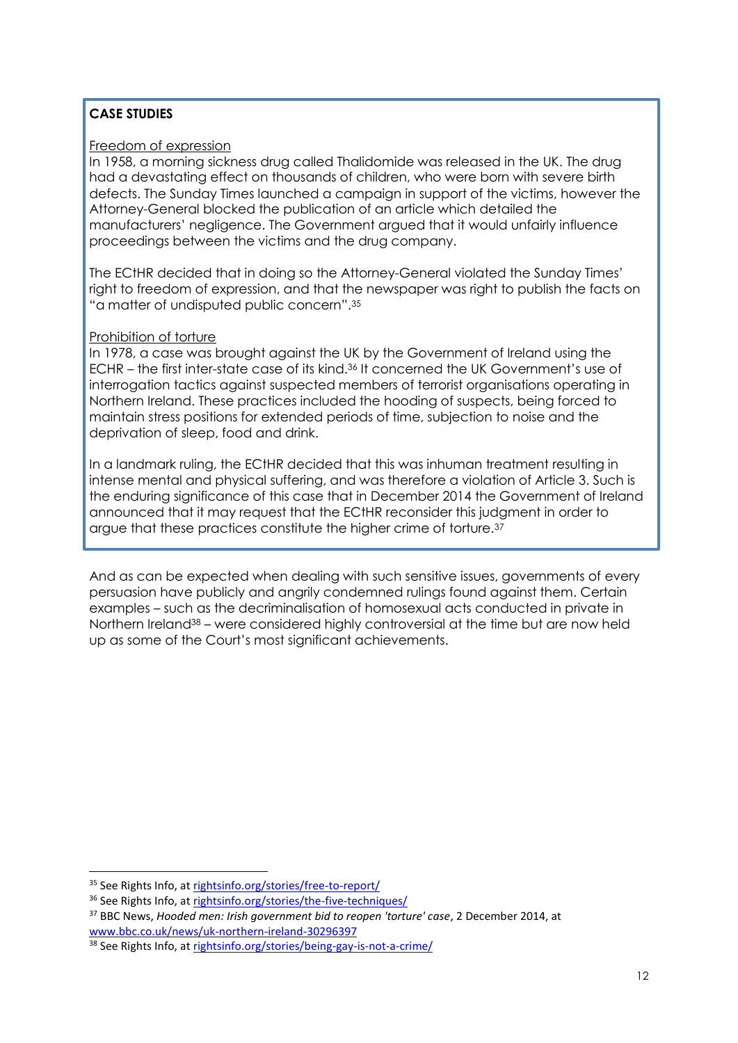**CASE STUDIES**

Freedom of expression

In 1958, a morning sickness drug called Thalidomide was released in the UK. The drug had a devastating effect on thousands of children, who were born with severe birth defects. The Sunday Times launched a campaign in support of the victims, however the Attorney-General blocked the publication of an article which detailed the manufacturers' negligence. The Government argued that it would unfairly influence proceedings between the victims and the drug company.

The ECtHR decided that in doing so the Attorney-General violated the Sunday Times' right to freedom of expression, and that the newspaper was right to publish the facts on "a matter of undisputed public concern".[35]

Prohibition of torture

In 1978, a case was brought against the UK by the Government of Ireland using the ECHR – the first inter-state case of its kind.[36] It concerned the UK Government's use of interrogation tactics against suspected members of terrorist organisations operating in Northern Ireland. These practices included the hooding of suspects, being forced to maintain stress positions for extended periods of time, subjection to noise and the deprivation of sleep, food and drink.

In a landmark ruling, the ECtHR decided that this was inhuman treatment resulting in intense mental and physical suffering, and was therefore a violation of Article 3. Such is the enduring significance of this case that in December 2014 the Government of Ireland announced that it may request that the ECtHR reconsider this judgment in order to argue that these practices constitute the higher crime of torture.[37]

And as can be expected when dealing with such sensitive issues, governments of every persuasion have publicly and angrily condemned rulings found against them. Certain examples – such as the decriminalisation of homosexual acts conducted in private in Northern Ireland[38] – were considered highly controversial at the time but are now held up as some of the Court's most significant achievements.

---

[35] See Rights Info, at rightsinfo.org/stories/free-to-report/

[36] See Rights Info, at rightsinfo.org/stories/the-five-techniques/

[37] BBC News, *Hooded men: Irish government bid to reopen 'torture' case*, 2 December 2014, at www.bbc.co.uk/news/uk-northern-ireland-30296397

[38] See Rights Info, at rightsinfo.org/stories/being-gay-is-not-a-crime/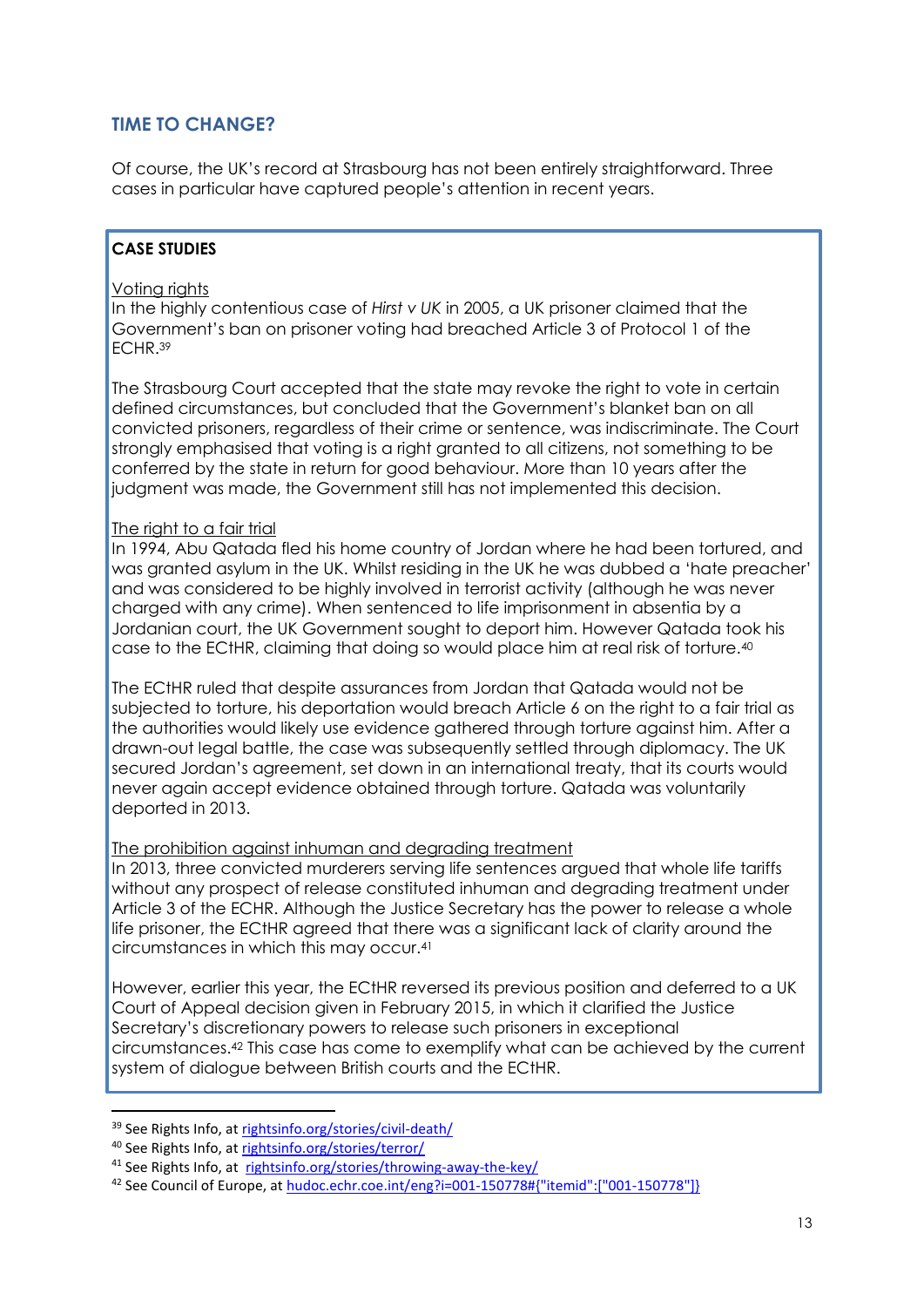## TIME TO CHANGE?

Of course, the UK's record at Strasbourg has not been entirely straightforward. Three cases in particular have captured people's attention in recent years.

**CASE STUDIES**

Voting rights

In the highly contentious case of *Hirst v UK* in 2005, a UK prisoner claimed that the Government's ban on prisoner voting had breached Article 3 of Protocol 1 of the ECHR.[39]

The Strasbourg Court accepted that the state may revoke the right to vote in certain defined circumstances, but concluded that the Government's blanket ban on all convicted prisoners, regardless of their crime or sentence, was indiscriminate. The Court strongly emphasised that voting is a right granted to all citizens, not something to be conferred by the state in return for good behaviour. More than 10 years after the judgment was made, the Government still has not implemented this decision.

The right to a fair trial

In 1994, Abu Qatada fled his home country of Jordan where he had been tortured, and was granted asylum in the UK. Whilst residing in the UK he was dubbed a 'hate preacher' and was considered to be highly involved in terrorist activity (although he was never charged with any crime). When sentenced to life imprisonment in absentia by a Jordanian court, the UK Government sought to deport him. However Qatada took his case to the ECtHR, claiming that doing so would place him at real risk of torture.[40]

The ECtHR ruled that despite assurances from Jordan that Qatada would not be subjected to torture, his deportation would breach Article 6 on the right to a fair trial as the authorities would likely use evidence gathered through torture against him. After a drawn-out legal battle, the case was subsequently settled through diplomacy. The UK secured Jordan's agreement, set down in an international treaty, that its courts would never again accept evidence obtained through torture. Qatada was voluntarily deported in 2013.

The prohibition against inhuman and degrading treatment

In 2013, three convicted murderers serving life sentences argued that whole life tariffs without any prospect of release constituted inhuman and degrading treatment under Article 3 of the ECHR. Although the Justice Secretary has the power to release a whole life prisoner, the ECtHR agreed that there was a significant lack of clarity around the circumstances in which this may occur.[41]

However, earlier this year, the ECtHR reversed its previous position and deferred to a UK Court of Appeal decision given in February 2015, in which it clarified the Justice Secretary's discretionary powers to release such prisoners in exceptional circumstances.[42] This case has come to exemplify what can be achieved by the current system of dialogue between British courts and the ECtHR.

---

[39] See Rights Info, at rightsinfo.org/stories/civil-death/

[40] See Rights Info, at rightsinfo.org/stories/terror/

[41] See Rights Info, at rightsinfo.org/stories/throwing-away-the-key/

[42] See Council of Europe, at hudoc.echr.coe.int/eng?i=001-150778#{"itemid":["001-150778"]}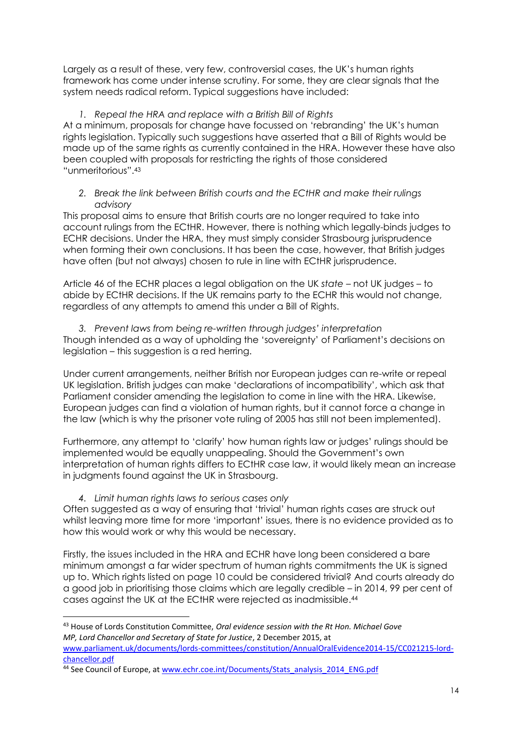Largely as a result of these, very few, controversial cases, the UK's human rights framework has come under intense scrutiny. For some, they are clear signals that the system needs radical reform. Typical suggestions have included:

1. *Repeal the HRA and replace with a British Bill of Rights*

At a minimum, proposals for change have focussed on 'rebranding' the UK's human rights legislation. Typically such suggestions have asserted that a Bill of Rights would be made up of the same rights as currently contained in the HRA. However these have also been coupled with proposals for restricting the rights of those considered "unmeritorious".[43]

2. *Break the link between British courts and the ECtHR and make their rulings advisory*

This proposal aims to ensure that British courts are no longer required to take into account rulings from the ECtHR. However, there is nothing which legally-binds judges to ECHR decisions. Under the HRA, they must simply consider Strasbourg jurisprudence when forming their own conclusions. It has been the case, however, that British judges have often (but not always) chosen to rule in line with ECtHR jurisprudence.

Article 46 of the ECHR places a legal obligation on the UK *state* – not UK judges – to abide by ECtHR decisions. If the UK remains party to the ECHR this would not change, regardless of any attempts to amend this under a Bill of Rights.

3. *Prevent laws from being re-written through judges' interpretation*

Though intended as a way of upholding the 'sovereignty' of Parliament's decisions on legislation – this suggestion is a red herring.

Under current arrangements, neither British nor European judges can re-write or repeal UK legislation. British judges can make 'declarations of incompatibility', which ask that Parliament consider amending the legislation to come in line with the HRA. Likewise, European judges can find a violation of human rights, but it cannot force a change in the law (which is why the prisoner vote ruling of 2005 has still not been implemented).

Furthermore, any attempt to 'clarify' how human rights law or judges' rulings should be implemented would be equally unappealing. Should the Government's own interpretation of human rights differs to ECtHR case law, it would likely mean an increase in judgments found against the UK in Strasbourg.

4. *Limit human rights laws to serious cases only*

Often suggested as a way of ensuring that 'trivial' human rights cases are struck out whilst leaving more time for more 'important' issues, there is no evidence provided as to how this would work or why this would be necessary.

Firstly, the issues included in the HRA and ECHR have long been considered a bare minimum amongst a far wider spectrum of human rights commitments the UK is signed up to. Which rights listed on page 10 could be considered trivial? And courts already do a good job in prioritising those claims which are legally credible – in 2014, 99 per cent of cases against the UK at the ECtHR were rejected as inadmissible.[44]

---

[43] House of Lords Constitution Committee, *Oral evidence session with the Rt Hon. Michael Gove MP, Lord Chancellor and Secretary of State for Justice*, 2 December 2015, at www.parliament.uk/documents/lords-committees/constitution/AnnualOralEvidence2014-15/CC021215-lord-chancellor.pdf

[44] See Council of Europe, at www.echr.coe.int/Documents/Stats_analysis_2014_ENG.pdf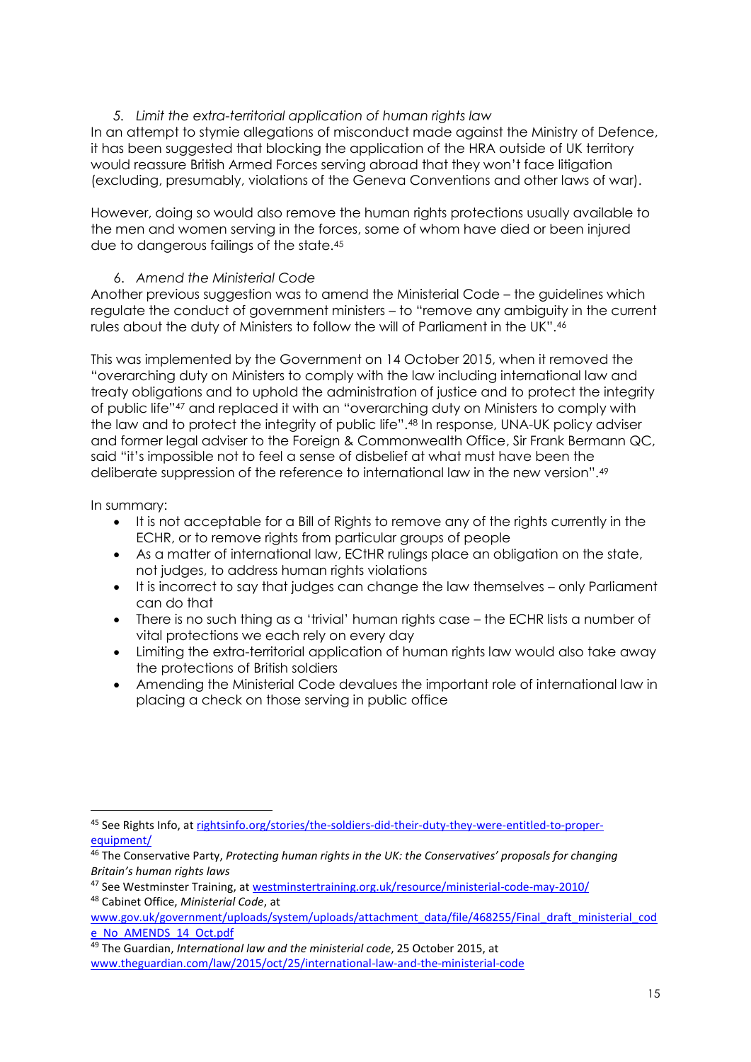5. *Limit the extra-territorial application of human rights law*

In an attempt to stymie allegations of misconduct made against the Ministry of Defence, it has been suggested that blocking the application of the HRA outside of UK territory would reassure British Armed Forces serving abroad that they won't face litigation (excluding, presumably, violations of the Geneva Conventions and other laws of war).

However, doing so would also remove the human rights protections usually available to the men and women serving in the forces, some of whom have died or been injured due to dangerous failings of the state.[45]

6. *Amend the Ministerial Code*

Another previous suggestion was to amend the Ministerial Code – the guidelines which regulate the conduct of government ministers – to "remove any ambiguity in the current rules about the duty of Ministers to follow the will of Parliament in the UK".[46]

This was implemented by the Government on 14 October 2015, when it removed the "overarching duty on Ministers to comply with the law including international law and treaty obligations and to uphold the administration of justice and to protect the integrity of public life"[47] and replaced it with an "overarching duty on Ministers to comply with the law and to protect the integrity of public life".[48] In response, UNA-UK policy adviser and former legal adviser to the Foreign & Commonwealth Office, Sir Frank Bermann QC, said "it's impossible not to feel a sense of disbelief at what must have been the deliberate suppression of the reference to international law in the new version".[49]

In summary:

- It is not acceptable for a Bill of Rights to remove any of the rights currently in the ECHR, or to remove rights from particular groups of people
- As a matter of international law, ECtHR rulings place an obligation on the state, not judges, to address human rights violations
- It is incorrect to say that judges can change the law themselves – only Parliament can do that
- There is no such thing as a 'trivial' human rights case – the ECHR lists a number of vital protections we each rely on every day
- Limiting the extra-territorial application of human rights law would also take away the protections of British soldiers
- Amending the Ministerial Code devalues the important role of international law in placing a check on those serving in public office

---

[45] See Rights Info, at rightsinfo.org/stories/the-soldiers-did-their-duty-they-were-entitled-to-proper-equipment/

[46] The Conservative Party, *Protecting human rights in the UK: the Conservatives' proposals for changing Britain's human rights laws*

[47] See Westminster Training, at westminstertraining.org.uk/resource/ministerial-code-may-2010/

[48] Cabinet Office, *Ministerial Code*, at www.gov.uk/government/uploads/system/uploads/attachment_data/file/468255/Final_draft_ministerial_code_No_AMENDS_14_Oct.pdf

[49] The Guardian, *International law and the ministerial code*, 25 October 2015, at www.theguardian.com/law/2015/oct/25/international-law-and-the-ministerial-code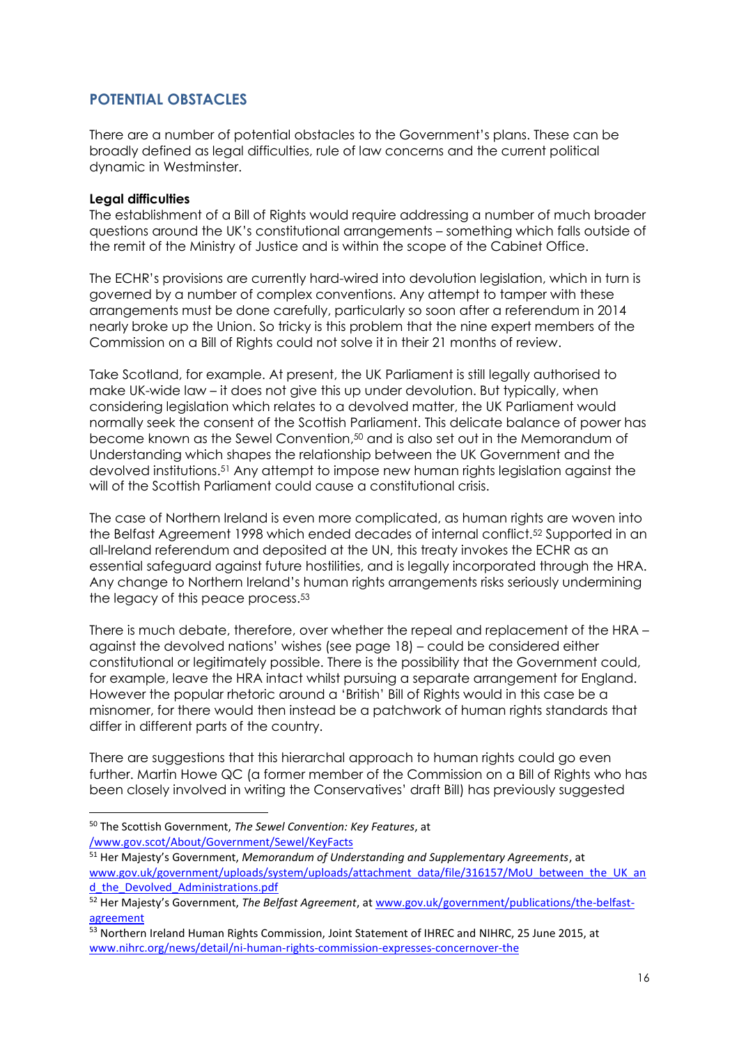## POTENTIAL OBSTACLES

There are a number of potential obstacles to the Government's plans. These can be broadly defined as legal difficulties, rule of law concerns and the current political dynamic in Westminster.

**Legal difficulties**
The establishment of a Bill of Rights would require addressing a number of much broader questions around the UK's constitutional arrangements – something which falls outside of the remit of the Ministry of Justice and is within the scope of the Cabinet Office.

The ECHR's provisions are currently hard-wired into devolution legislation, which in turn is governed by a number of complex conventions. Any attempt to tamper with these arrangements must be done carefully, particularly so soon after a referendum in 2014 nearly broke up the Union. So tricky is this problem that the nine expert members of the Commission on a Bill of Rights could not solve it in their 21 months of review.

Take Scotland, for example. At present, the UK Parliament is still legally authorised to make UK-wide law – it does not give this up under devolution. But typically, when considering legislation which relates to a devolved matter, the UK Parliament would normally seek the consent of the Scottish Parliament. This delicate balance of power has become known as the Sewel Convention,[50] and is also set out in the Memorandum of Understanding which shapes the relationship between the UK Government and the devolved institutions.[51] Any attempt to impose new human rights legislation against the will of the Scottish Parliament could cause a constitutional crisis.

The case of Northern Ireland is even more complicated, as human rights are woven into the Belfast Agreement 1998 which ended decades of internal conflict.[52] Supported in an all-Ireland referendum and deposited at the UN, this treaty invokes the ECHR as an essential safeguard against future hostilities, and is legally incorporated through the HRA. Any change to Northern Ireland's human rights arrangements risks seriously undermining the legacy of this peace process.[53]

There is much debate, therefore, over whether the repeal and replacement of the HRA – against the devolved nations' wishes (see page 18) – could be considered either constitutional or legitimately possible. There is the possibility that the Government could, for example, leave the HRA intact whilst pursuing a separate arrangement for England. However the popular rhetoric around a 'British' Bill of Rights would in this case be a misnomer, for there would then instead be a patchwork of human rights standards that differ in different parts of the country.

There are suggestions that this hierarchal approach to human rights could go even further. Martin Howe QC (a former member of the Commission on a Bill of Rights who has been closely involved in writing the Conservatives' draft Bill) has previously suggested

---

[50] The Scottish Government, *The Sewel Convention: Key Features*, at /www.gov.scot/About/Government/Sewel/KeyFacts

[51] Her Majesty's Government, *Memorandum of Understanding and Supplementary Agreements*, at www.gov.uk/government/uploads/system/uploads/attachment_data/file/316157/MoU_between_the_UK_and_the_Devolved_Administrations.pdf

[52] Her Majesty's Government, *The Belfast Agreement*, at www.gov.uk/government/publications/the-belfast-agreement

[53] Northern Ireland Human Rights Commission, Joint Statement of IHREC and NIHRC, 25 June 2015, at www.nihrc.org/news/detail/ni-human-rights-commission-expresses-concernover-the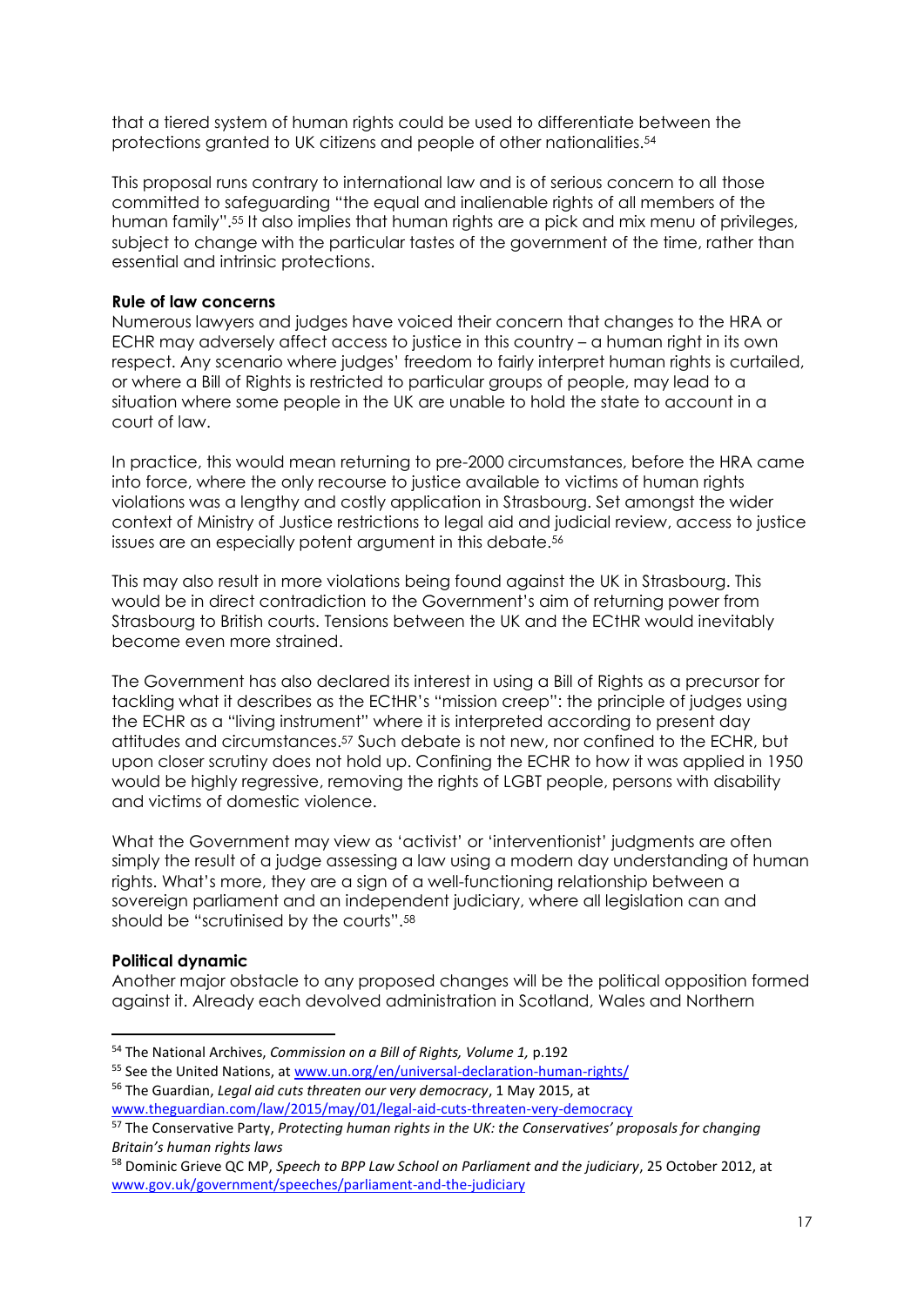that a tiered system of human rights could be used to differentiate between the protections granted to UK citizens and people of other nationalities.[54]

This proposal runs contrary to international law and is of serious concern to all those committed to safeguarding "the equal and inalienable rights of all members of the human family".[55] It also implies that human rights are a pick and mix menu of privileges, subject to change with the particular tastes of the government of the time, rather than essential and intrinsic protections.

**Rule of law concerns**

Numerous lawyers and judges have voiced their concern that changes to the HRA or ECHR may adversely affect access to justice in this country – a human right in its own respect. Any scenario where judges' freedom to fairly interpret human rights is curtailed, or where a Bill of Rights is restricted to particular groups of people, may lead to a situation where some people in the UK are unable to hold the state to account in a court of law.

In practice, this would mean returning to pre-2000 circumstances, before the HRA came into force, where the only recourse to justice available to victims of human rights violations was a lengthy and costly application in Strasbourg. Set amongst the wider context of Ministry of Justice restrictions to legal aid and judicial review, access to justice issues are an especially potent argument in this debate.[56]

This may also result in more violations being found against the UK in Strasbourg. This would be in direct contradiction to the Government's aim of returning power from Strasbourg to British courts. Tensions between the UK and the ECtHR would inevitably become even more strained.

The Government has also declared its interest in using a Bill of Rights as a precursor for tackling what it describes as the ECtHR's "mission creep": the principle of judges using the ECHR as a "living instrument" where it is interpreted according to present day attitudes and circumstances.[57] Such debate is not new, nor confined to the ECHR, but upon closer scrutiny does not hold up. Confining the ECHR to how it was applied in 1950 would be highly regressive, removing the rights of LGBT people, persons with disability and victims of domestic violence.

What the Government may view as 'activist' or 'interventionist' judgments are often simply the result of a judge assessing a law using a modern day understanding of human rights. What's more, they are a sign of a well-functioning relationship between a sovereign parliament and an independent judiciary, where all legislation can and should be "scrutinised by the courts".[58]

**Political dynamic**

Another major obstacle to any proposed changes will be the political opposition formed against it. Already each devolved administration in Scotland, Wales and Northern

---

[54] The National Archives, *Commission on a Bill of Rights, Volume 1,* p.192

[55] See the United Nations, at www.un.org/en/universal-declaration-human-rights/

[56] The Guardian, *Legal aid cuts threaten our very democracy*, 1 May 2015, at www.theguardian.com/law/2015/may/01/legal-aid-cuts-threaten-very-democracy

[57] The Conservative Party, *Protecting human rights in the UK: the Conservatives' proposals for changing Britain's human rights laws*

[58] Dominic Grieve QC MP, *Speech to BPP Law School on Parliament and the judiciary*, 25 October 2012, at www.gov.uk/government/speeches/parliament-and-the-judiciary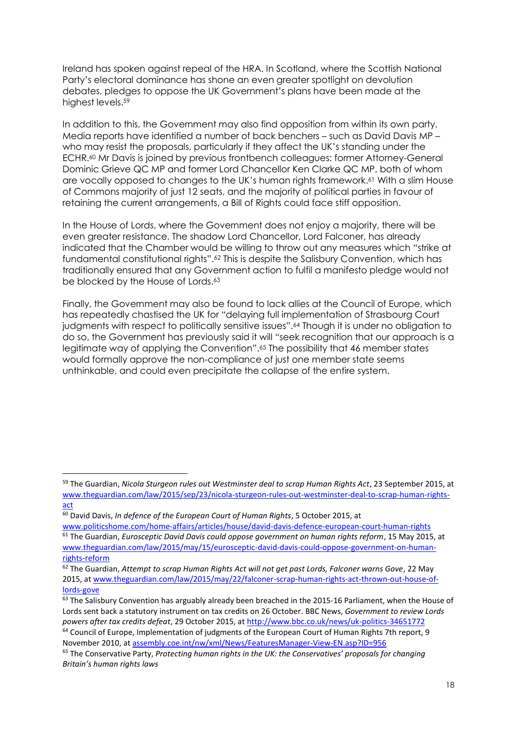Ireland has spoken against repeal of the HRA. In Scotland, where the Scottish National Party's electoral dominance has shone an even greater spotlight on devolution debates, pledges to oppose the UK Government's plans have been made at the highest levels.[59]

In addition to this, the Government may also find opposition from within its own party. Media reports have identified a number of back benchers – such as David Davis MP – who may resist the proposals, particularly if they affect the UK's standing under the ECHR.[60] Mr Davis is joined by previous frontbench colleagues: former Attorney-General Dominic Grieve QC MP and former Lord Chancellor Ken Clarke QC MP, both of whom are vocally opposed to changes to the UK's human rights framework.[61] With a slim House of Commons majority of just 12 seats, and the majority of political parties in favour of retaining the current arrangements, a Bill of Rights could face stiff opposition.

In the House of Lords, where the Government does not enjoy a majority, there will be even greater resistance. The shadow Lord Chancellor, Lord Falconer, has already indicated that the Chamber would be willing to throw out any measures which "strike at fundamental constitutional rights".[62] This is despite the Salisbury Convention, which has traditionally ensured that any Government action to fulfil a manifesto pledge would not be blocked by the House of Lords.[63]

Finally, the Government may also be found to lack allies at the Council of Europe, which has repeatedly chastised the UK for "delaying full implementation of Strasbourg Court judgments with respect to politically sensitive issues".[64] Though it is under no obligation to do so, the Government has previously said it will "seek recognition that our approach is a legitimate way of applying the Convention".[65] The possibility that 46 member states would formally approve the non-compliance of just one member state seems unthinkable, and could even precipitate the collapse of the entire system.

---

[59] The Guardian, *Nicola Sturgeon rules out Westminster deal to scrap Human Rights Act*, 23 September 2015, at www.theguardian.com/law/2015/sep/23/nicola-sturgeon-rules-out-westminster-deal-to-scrap-human-rights-act

[60] David Davis, *In defence of the European Court of Human Rights*, 5 October 2015, at www.politicshome.com/home-affairs/articles/house/david-davis-defence-european-court-human-rights

[61] The Guardian, *Eurosceptic David Davis could oppose government on human rights reform*, 15 May 2015, at www.theguardian.com/law/2015/may/15/eurosceptic-david-davis-could-oppose-government-on-human-rights-reform

[62] The Guardian, *Attempt to scrap Human Rights Act will not get past Lords, Falconer warns Gove*, 22 May 2015, at www.theguardian.com/law/2015/may/22/falconer-scrap-human-rights-act-thrown-out-house-of-lords-gove

[63] The Salisbury Convention has arguably already been breached in the 2015-16 Parliament, when the House of Lords sent back a statutory instrument on tax credits on 26 October. BBC News, *Government to review Lords powers after tax credits defeat*, 29 October 2015, at http://www.bbc.co.uk/news/uk-politics-34651772

[64] Council of Europe, Implementation of judgments of the European Court of Human Rights 7th report, 9 November 2010, at assembly.coe.int/nw/xml/News/FeaturesManager-View-EN.asp?ID=956

[65] The Conservative Party, *Protecting human rights in the UK: the Conservatives' proposals for changing Britain's human rights laws*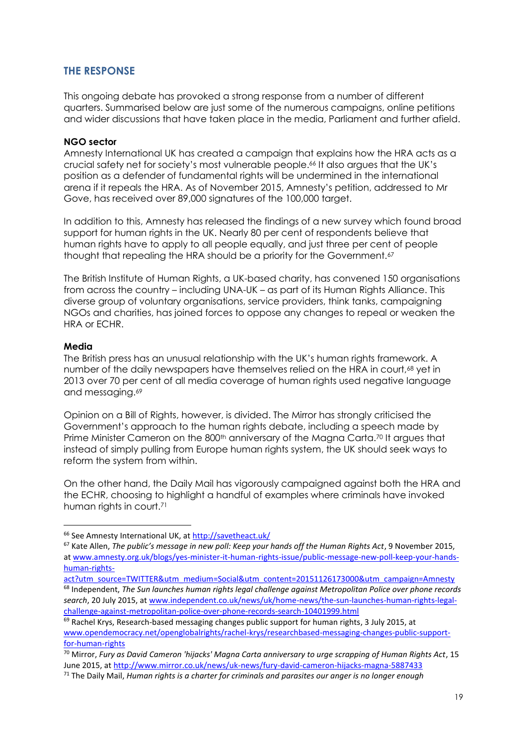## THE RESPONSE

This ongoing debate has provoked a strong response from a number of different quarters. Summarised below are just some of the numerous campaigns, online petitions and wider discussions that have taken place in the media, Parliament and further afield.

**NGO sector**

Amnesty International UK has created a campaign that explains how the HRA acts as a crucial safety net for society's most vulnerable people.[66] It also argues that the UK's position as a defender of fundamental rights will be undermined in the international arena if it repeals the HRA. As of November 2015, Amnesty's petition, addressed to Mr Gove, has received over 89,000 signatures of the 100,000 target.

In addition to this, Amnesty has released the findings of a new survey which found broad support for human rights in the UK. Nearly 80 per cent of respondents believe that human rights have to apply to all people equally, and just three per cent of people thought that repealing the HRA should be a priority for the Government.[67]

The British Institute of Human Rights, a UK-based charity, has convened 150 organisations from across the country – including UNA-UK – as part of its Human Rights Alliance. This diverse group of voluntary organisations, service providers, think tanks, campaigning NGOs and charities, has joined forces to oppose any changes to repeal or weaken the HRA or ECHR.

**Media**

The British press has an unusual relationship with the UK's human rights framework. A number of the daily newspapers have themselves relied on the HRA in court,[68] yet in 2013 over 70 per cent of all media coverage of human rights used negative language and messaging.[69]

Opinion on a Bill of Rights, however, is divided. The Mirror has strongly criticised the Government's approach to the human rights debate, including a speech made by Prime Minister Cameron on the 800th anniversary of the Magna Carta.[70] It argues that instead of simply pulling from Europe human rights system, the UK should seek ways to reform the system from within.

On the other hand, the Daily Mail has vigorously campaigned against both the HRA and the ECHR, choosing to highlight a handful of examples where criminals have invoked human rights in court.[71]

---

[66] See Amnesty International UK, at http://savetheact.uk/

[67] Kate Allen, *The public's message in new poll: Keep your hands off the Human Rights Act*, 9 November 2015, at www.amnesty.org.uk/blogs/yes-minister-it-human-rights-issue/public-message-new-poll-keep-your-hands-human-rights-act?utm_source=TWITTER&utm_medium=Social&utm_content=20151126173000&utm_campaign=Amnesty

[68] Independent, *The Sun launches human rights legal challenge against Metropolitan Police over phone records search*, 20 July 2015, at www.independent.co.uk/news/uk/home-news/the-sun-launches-human-rights-legal-challenge-against-metropolitan-police-over-phone-records-search-10401999.html

[69] Rachel Krys, Research-based messaging changes public support for human rights, 3 July 2015, at www.opendemocracy.net/openglobalrights/rachel-krys/researchbased-messaging-changes-public-support-for-human-rights

[70] Mirror, *Fury as David Cameron 'hijacks' Magna Carta anniversary to urge scrapping of Human Rights Act*, 15 June 2015, at http://www.mirror.co.uk/news/uk-news/fury-david-cameron-hijacks-magna-5887433

[71] The Daily Mail, *Human rights is a charter for criminals and parasites our anger is no longer enough*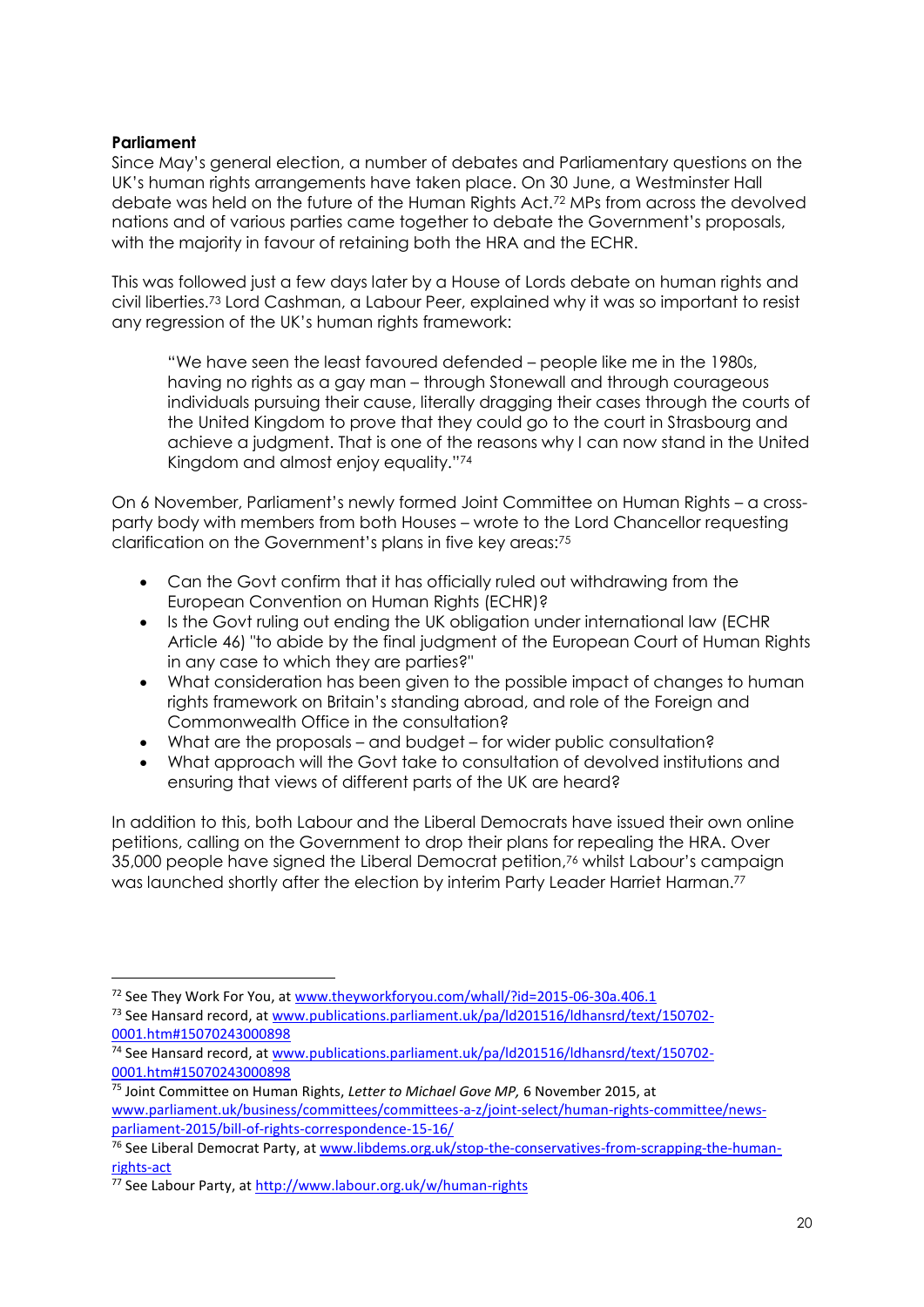**Parliament**

Since May's general election, a number of debates and Parliamentary questions on the UK's human rights arrangements have taken place. On 30 June, a Westminster Hall debate was held on the future of the Human Rights Act.[72] MPs from across the devolved nations and of various parties came together to debate the Government's proposals, with the majority in favour of retaining both the HRA and the ECHR.

This was followed just a few days later by a House of Lords debate on human rights and civil liberties.[73] Lord Cashman, a Labour Peer, explained why it was so important to resist any regression of the UK's human rights framework:

> "We have seen the least favoured defended – people like me in the 1980s, having no rights as a gay man – through Stonewall and through courageous individuals pursuing their cause, literally dragging their cases through the courts of the United Kingdom to prove that they could go to the court in Strasbourg and achieve a judgment. That is one of the reasons why I can now stand in the United Kingdom and almost enjoy equality."[74]

On 6 November, Parliament's newly formed Joint Committee on Human Rights – a cross-party body with members from both Houses – wrote to the Lord Chancellor requesting clarification on the Government's plans in five key areas:[75]

- Can the Govt confirm that it has officially ruled out withdrawing from the European Convention on Human Rights (ECHR)?
- Is the Govt ruling out ending the UK obligation under international law (ECHR Article 46) "to abide by the final judgment of the European Court of Human Rights in any case to which they are parties?"
- What consideration has been given to the possible impact of changes to human rights framework on Britain's standing abroad, and role of the Foreign and Commonwealth Office in the consultation?
- What are the proposals – and budget – for wider public consultation?
- What approach will the Govt take to consultation of devolved institutions and ensuring that views of different parts of the UK are heard?

In addition to this, both Labour and the Liberal Democrats have issued their own online petitions, calling on the Government to drop their plans for repealing the HRA. Over 35,000 people have signed the Liberal Democrat petition,[76] whilst Labour's campaign was launched shortly after the election by interim Party Leader Harriet Harman.[77]

---

[72] See They Work For You, at www.theyworkforyou.com/whall/?id=2015-06-30a.406.1

[73] See Hansard record, at www.publications.parliament.uk/pa/ld201516/ldhansrd/text/150702-0001.htm#15070243000898

[74] See Hansard record, at www.publications.parliament.uk/pa/ld201516/ldhansrd/text/150702-0001.htm#15070243000898

[75] Joint Committee on Human Rights, *Letter to Michael Gove MP,* 6 November 2015, at www.parliament.uk/business/committees/committees-a-z/joint-select/human-rights-committee/news-parliament-2015/bill-of-rights-correspondence-15-16/

[76] See Liberal Democrat Party, at www.libdems.org.uk/stop-the-conservatives-from-scrapping-the-human-rights-act

[77] See Labour Party, at http://www.labour.org.uk/w/human-rights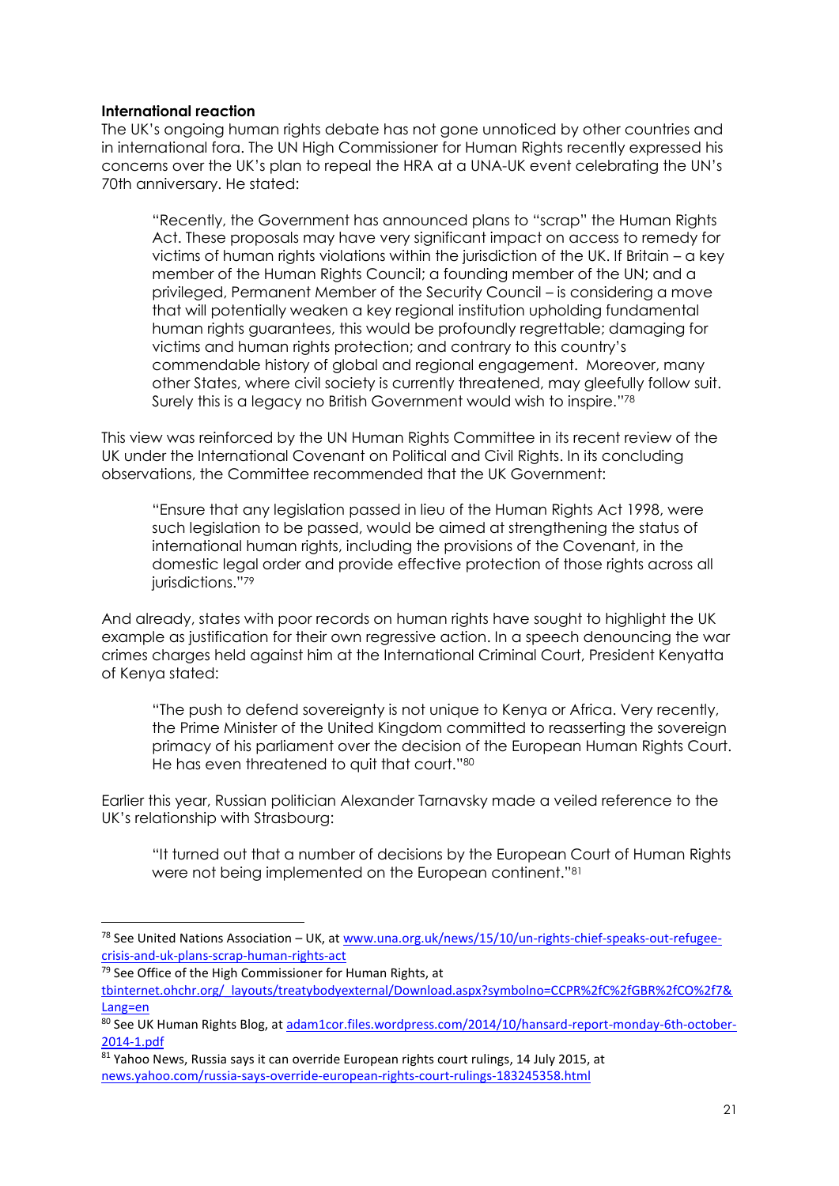**International reaction**

The UK's ongoing human rights debate has not gone unnoticed by other countries and in international fora. The UN High Commissioner for Human Rights recently expressed his concerns over the UK's plan to repeal the HRA at a UNA-UK event celebrating the UN's 70th anniversary. He stated:

> "Recently, the Government has announced plans to "scrap" the Human Rights Act. These proposals may have very significant impact on access to remedy for victims of human rights violations within the jurisdiction of the UK. If Britain – a key member of the Human Rights Council; a founding member of the UN; and a privileged, Permanent Member of the Security Council – is considering a move that will potentially weaken a key regional institution upholding fundamental human rights guarantees, this would be profoundly regrettable; damaging for victims and human rights protection; and contrary to this country's commendable history of global and regional engagement. Moreover, many other States, where civil society is currently threatened, may gleefully follow suit. Surely this is a legacy no British Government would wish to inspire."[78]

This view was reinforced by the UN Human Rights Committee in its recent review of the UK under the International Covenant on Political and Civil Rights. In its concluding observations, the Committee recommended that the UK Government:

> "Ensure that any legislation passed in lieu of the Human Rights Act 1998, were such legislation to be passed, would be aimed at strengthening the status of international human rights, including the provisions of the Covenant, in the domestic legal order and provide effective protection of those rights across all jurisdictions."[79]

And already, states with poor records on human rights have sought to highlight the UK example as justification for their own regressive action. In a speech denouncing the war crimes charges held against him at the International Criminal Court, President Kenyatta of Kenya stated:

> "The push to defend sovereignty is not unique to Kenya or Africa. Very recently, the Prime Minister of the United Kingdom committed to reasserting the sovereign primacy of his parliament over the decision of the European Human Rights Court. He has even threatened to quit that court."[80]

Earlier this year, Russian politician Alexander Tarnavsky made a veiled reference to the UK's relationship with Strasbourg:

> "It turned out that a number of decisions by the European Court of Human Rights were not being implemented on the European continent."[81]

---

[78] See United Nations Association – UK, at www.una.org.uk/news/15/10/un-rights-chief-speaks-out-refugee-crisis-and-uk-plans-scrap-human-rights-act

[79] See Office of the High Commissioner for Human Rights, at tbinternet.ohchr.org/_layouts/treatybodyexternal/Download.aspx?symbolno=CCPR%2fC%2fGBR%2fCO%2f7&Lang=en

[80] See UK Human Rights Blog, at adam1cor.files.wordpress.com/2014/10/hansard-report-monday-6th-october-2014-1.pdf

[81] Yahoo News, Russia says it can override European rights court rulings, 14 July 2015, at news.yahoo.com/russia-says-override-european-rights-court-rulings-183245358.html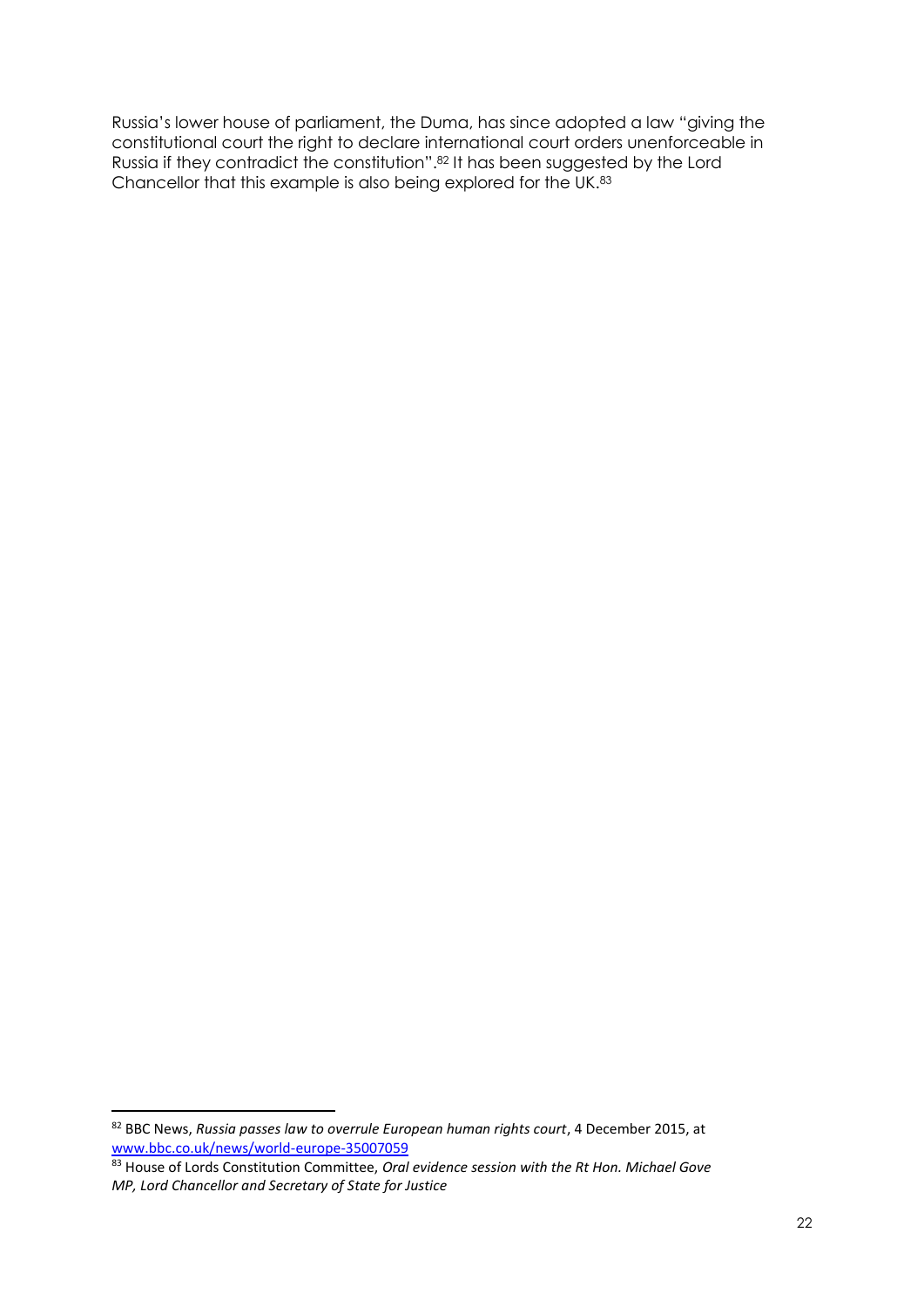Russia's lower house of parliament, the Duma, has since adopted a law "giving the constitutional court the right to declare international court orders unenforceable in Russia if they contradict the constitution".[82] It has been suggested by the Lord Chancellor that this example is also being explored for the UK.[83]

---

[82] BBC News, *Russia passes law to overrule European human rights court*, 4 December 2015, at [www.bbc.co.uk/news/world-europe-35007059](http://www.bbc.co.uk/news/world-europe-35007059)

[83] House of Lords Constitution Committee, *Oral evidence session with the Rt Hon. Michael Gove MP, Lord Chancellor and Secretary of State for Justice*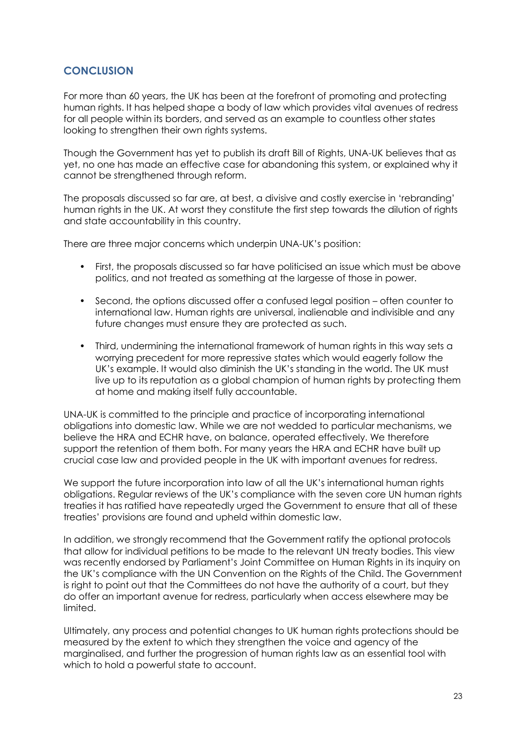## CONCLUSION

For more than 60 years, the UK has been at the forefront of promoting and protecting human rights. It has helped shape a body of law which provides vital avenues of redress for all people within its borders, and served as an example to countless other states looking to strengthen their own rights systems.

Though the Government has yet to publish its draft Bill of Rights, UNA-UK believes that as yet, no one has made an effective case for abandoning this system, or explained why it cannot be strengthened through reform.

The proposals discussed so far are, at best, a divisive and costly exercise in 'rebranding' human rights in the UK. At worst they constitute the first step towards the dilution of rights and state accountability in this country.

There are three major concerns which underpin UNA-UK's position:

- First, the proposals discussed so far have politicised an issue which must be above politics, and not treated as something at the largesse of those in power.
- Second, the options discussed offer a confused legal position – often counter to international law. Human rights are universal, inalienable and indivisible and any future changes must ensure they are protected as such.
- Third, undermining the international framework of human rights in this way sets a worrying precedent for more repressive states which would eagerly follow the UK's example. It would also diminish the UK's standing in the world. The UK must live up to its reputation as a global champion of human rights by protecting them at home and making itself fully accountable.

UNA-UK is committed to the principle and practice of incorporating international obligations into domestic law. While we are not wedded to particular mechanisms, we believe the HRA and ECHR have, on balance, operated effectively. We therefore support the retention of them both. For many years the HRA and ECHR have built up crucial case law and provided people in the UK with important avenues for redress.

We support the future incorporation into law of all the UK's international human rights obligations. Regular reviews of the UK's compliance with the seven core UN human rights treaties it has ratified have repeatedly urged the Government to ensure that all of these treaties' provisions are found and upheld within domestic law.

In addition, we strongly recommend that the Government ratify the optional protocols that allow for individual petitions to be made to the relevant UN treaty bodies. This view was recently endorsed by Parliament's Joint Committee on Human Rights in its inquiry on the UK's compliance with the UN Convention on the Rights of the Child. The Government is right to point out that the Committees do not have the authority of a court, but they do offer an important avenue for redress, particularly when access elsewhere may be limited.

Ultimately, any process and potential changes to UK human rights protections should be measured by the extent to which they strengthen the voice and agency of the marginalised, and further the progression of human rights law as an essential tool with which to hold a powerful state to account.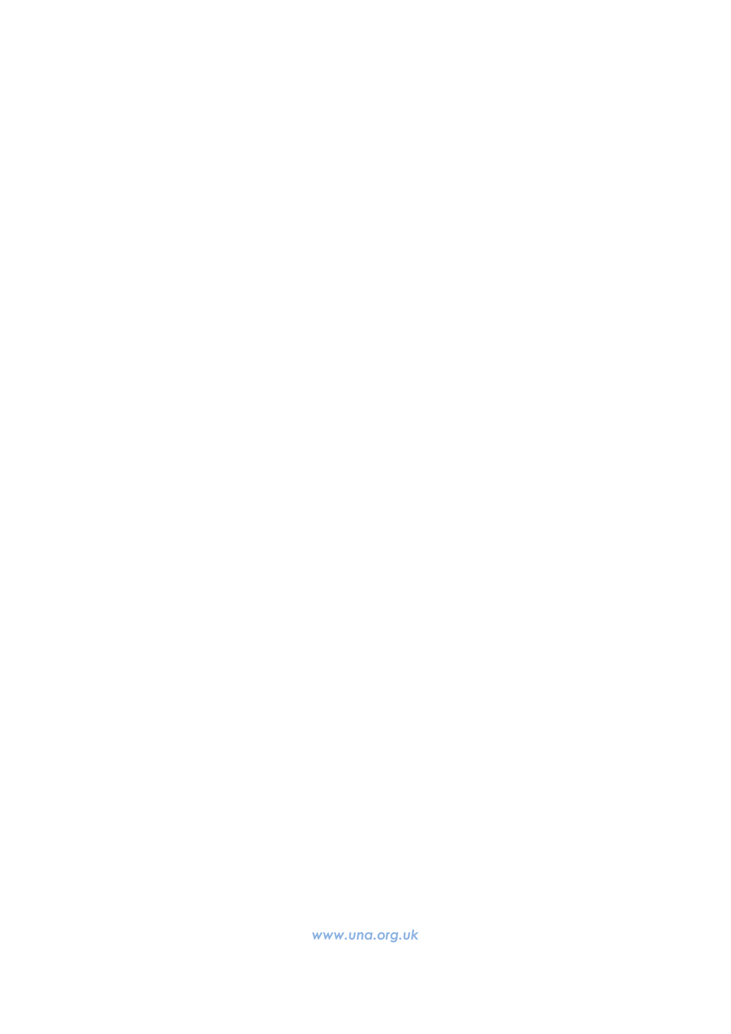*www.una.org.uk*